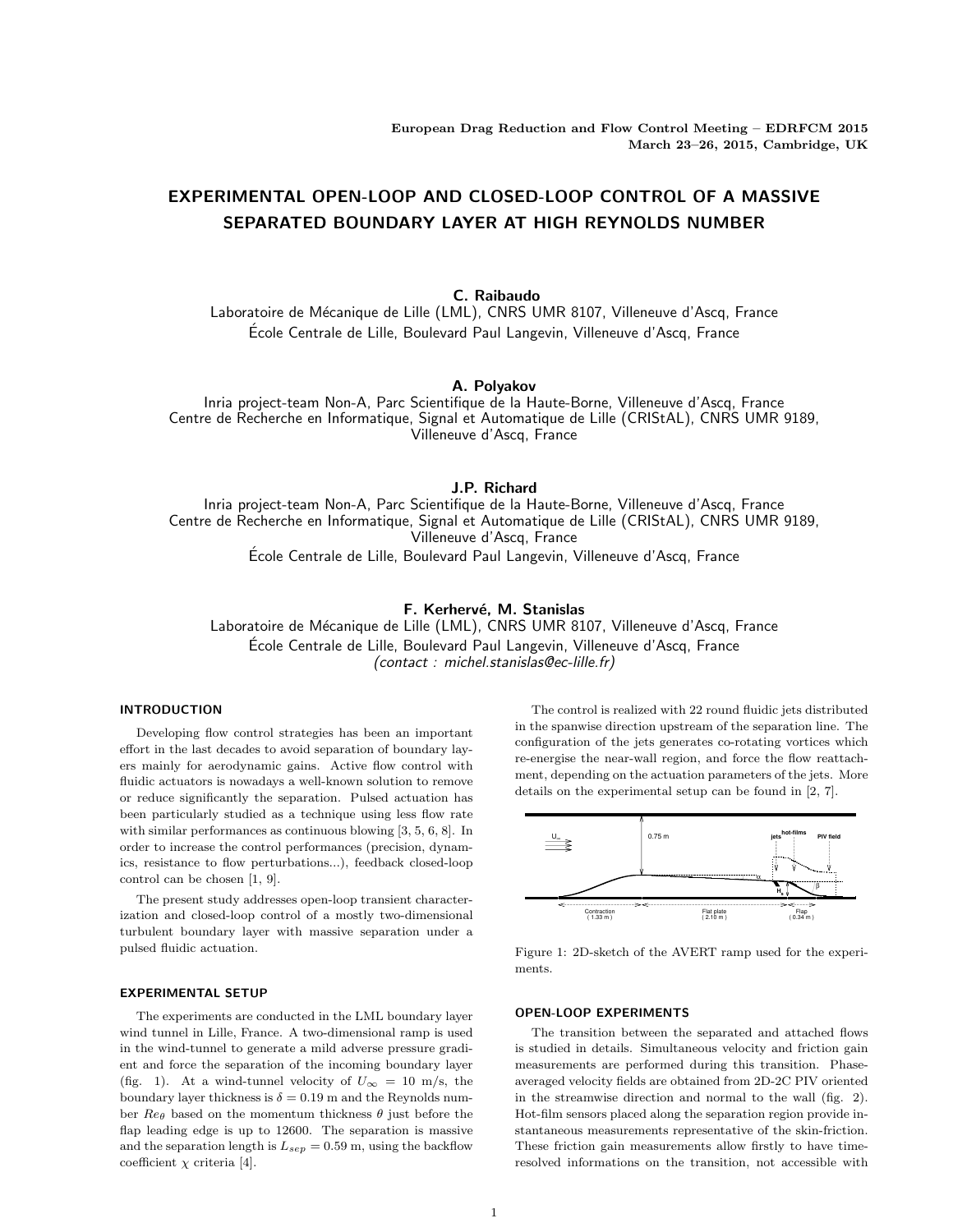# EXPERIMENTAL OPEN-LOOP AND CLOSED-LOOP CONTROL OF A MASSIVE SEPARATED BOUNDARY LAYER AT HIGH REYNOLDS NUMBER

**C. Raibaudo**
Laboratoire de Mécanique de Lille (LML), CNRS UMR 8107, Villeneuve d'Ascq, France
École Centrale de Lille, Boulevard Paul Langevin, Villeneuve d'Ascq, France

**A. Polyakov**
Inria project-team Non-A, Parc Scientifique de la Haute-Borne, Villeneuve d'Ascq, France
Centre de Recherche en Informatique, Signal et Automatique de Lille (CRIStAL), CNRS UMR 9189, Villeneuve d'Ascq, France

**J.P. Richard**
Inria project-team Non-A, Parc Scientifique de la Haute-Borne, Villeneuve d'Ascq, France
Centre de Recherche en Informatique, Signal et Automatique de Lille (CRIStAL), CNRS UMR 9189, Villeneuve d'Ascq, France
École Centrale de Lille, Boulevard Paul Langevin, Villeneuve d'Ascq, France

**F. Kerhervé, M. Stanislas**
Laboratoire de Mécanique de Lille (LML), CNRS UMR 8107, Villeneuve d'Ascq, France
École Centrale de Lille, Boulevard Paul Langevin, Villeneuve d'Ascq, France
*(contact : michel.stanislas@ec-lille.fr)*

## INTRODUCTION

Developing flow control strategies has been an important effort in the last decades to avoid separation of boundary layers mainly for aerodynamic gains. Active flow control with fluidic actuators is nowadays a well-known solution to remove or reduce significantly the separation. Pulsed actuation has been particularly studied as a technique using less flow rate with similar performances as continuous blowing [3, 5, 6, 8]. In order to increase the control performances (precision, dynamics, resistance to flow perturbations...), feedback closed-loop control can be chosen [1, 9].

The present study addresses open-loop transient characterization and closed-loop control of a mostly two-dimensional turbulent boundary layer with massive separation under a pulsed fluidic actuation.

## EXPERIMENTAL SETUP

The experiments are conducted in the LML boundary layer wind tunnel in Lille, France. A two-dimensional ramp is used in the wind-tunnel to generate a mild adverse pressure gradient and force the separation of the incoming boundary layer (fig. 1). At a wind-tunnel velocity of $U_\infty = 10$ m/s, the boundary layer thickness is $\delta = 0.19$ m and the Reynolds number $Re_\theta$ based on the momentum thickness $\theta$ just before the flap leading edge is up to 12600. The separation is massive and the separation length is $L_{sep} = 0.59$ m, using the backflow coefficient $\chi$ criteria [4].

The control is realized with 22 round fluidic jets distributed in the spanwise direction upstream of the separation line. The configuration of the jets generates co-rotating vortices which re-energise the near-wall region, and force the flow reattachment, depending on the actuation parameters of the jets. More details on the experimental setup can be found in [2, 7].

Figure 1: 2D-sketch of the AVERT ramp used for the experiments.

## OPEN-LOOP EXPERIMENTS

The transition between the separated and attached flows is studied in details. Simultaneous velocity and friction gain measurements are performed during this transition. Phase-averaged velocity fields are obtained from 2D-2C PIV oriented in the streamwise direction and normal to the wall (fig. 2). Hot-film sensors placed along the separation region provide instantaneous measurements representative of the skin-friction. These friction gain measurements allow firstly to have time-resolved informations on the transition, not accessible with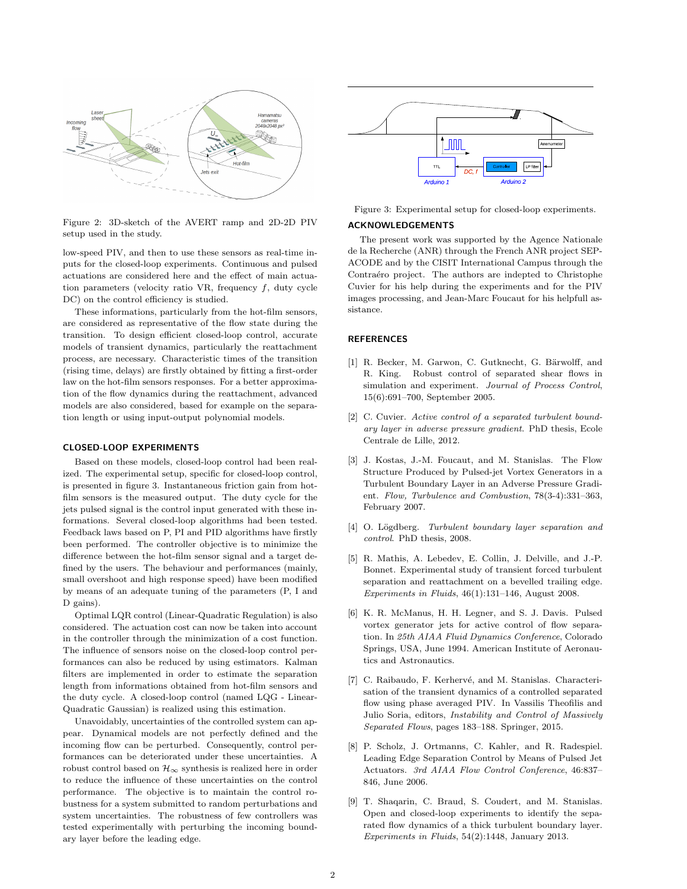Laser sheet

Incoming flow

Hamamatsu cameras 2048x2048 px²

$U_\infty$

Hot-film

Jets exit

Figure 2: 3D-sketch of the AVERT ramp and 2D-2D PIV setup used in the study.

low-speed PIV, and then to use these sensors as real-time inputs for the closed-loop experiments. Continuous and pulsed actuations are considered here and the effect of main actuation parameters (velocity ratio VR, frequency $f$, duty cycle DC) on the control efficiency is studied.

These informations, particularly from the hot-film sensors, are considered as representative of the flow state during the transition. To design efficient closed-loop control, accurate models of transient dynamics, particularly the reattachment process, are necessary. Characteristic times of the transition (rising time, delays) are firstly obtained by fitting a first-order law on the hot-film sensors responses. For a better approximation of the flow dynamics during the reattachment, advanced models are also considered, based for example on the separation length or using input-output polynomial models.

## CLOSED-LOOP EXPERIMENTS

Based on these models, closed-loop control had been realized. The experimental setup, specific for closed-loop control, is presented in figure 3. Instantaneous friction gain from hot-film sensors is the measured output. The duty cycle for the jets pulsed signal is the control input generated with these informations. Several closed-loop algorithms had been tested. Feedback laws based on P, PI and PID algorithms have firstly been performed. The controller objective is to minimize the difference between the hot-film sensor signal and a target defined by the users. The behaviour and performances (mainly, small overshoot and high response speed) have been modified by means of an adequate tuning of the parameters (P, I and D gains).

Optimal LQR control (Linear-Quadratic Regulation) is also considered. The actuation cost can now be taken into account in the controller through the minimization of a cost function. The influence of sensors noise on the closed-loop control performances can also be reduced by using estimators. Kalman filters are implemented in order to estimate the separation length from informations obtained from hot-film sensors and the duty cycle. A closed-loop control (named LQG - Linear-Quadratic Gaussian) is realized using this estimation.

Unavoidably, uncertainties of the controlled system can appear. Dynamical models are not perfectly defined and the incoming flow can be perturbed. Consequently, control performances can be deteriorated under these uncertainties. A robust control based on $\mathcal{H}_\infty$ synthesis is realized here in order to reduce the influence of these uncertainties on the control performance. The objective is to maintain the control robustness for a system submitted to random perturbations and system uncertainties. The robustness of few controllers was tested experimentally with perturbing the incoming boundary layer before the leading edge.

Anemometer

TTL

Controller

LP filter

DC, f

Arduino 1

Arduino 2

Figure 3: Experimental setup for closed-loop experiments.

## ACKNOWLEDGEMENTS

The present work was supported by the Agence Nationale de la Recherche (ANR) through the French ANR project SEPACODE and by the CISIT International Campus through the Contraéro project. The authors are indepted to Christophe Cuvier for his help during the experiments and for the PIV images processing, and Jean-Marc Foucaut for his helpfull assistance.

## REFERENCES

[1] R. Becker, M. Garwon, C. Gutknecht, G. Bärwolff, and R. King. Robust control of separated shear flows in simulation and experiment. *Journal of Process Control*, 15(6):691–700, September 2005.

[2] C. Cuvier. *Active control of a separated turbulent boundary layer in adverse pressure gradient.* PhD thesis, Ecole Centrale de Lille, 2012.

[3] J. Kostas, J.-M. Foucaut, and M. Stanislas. The Flow Structure Produced by Pulsed-jet Vortex Generators in a Turbulent Boundary Layer in an Adverse Pressure Gradient. *Flow, Turbulence and Combustion*, 78(3-4):331–363, February 2007.

[4] O. Lögdberg. *Turbulent boundary layer separation and control*. PhD thesis, 2008.

[5] R. Mathis, A. Lebedev, E. Collin, J. Delville, and J.-P. Bonnet. Experimental study of transient forced turbulent separation and reattachment on a bevelled trailing edge. *Experiments in Fluids*, 46(1):131–146, August 2008.

[6] K. R. McManus, H. H. Legner, and S. J. Davis. Pulsed vortex generator jets for active control of flow separation. In *25th AIAA Fluid Dynamics Conference*, Colorado Springs, USA, June 1994. American Institute of Aeronautics and Astronautics.

[7] C. Raibaudo, F. Kerhervé, and M. Stanislas. Characterisation of the transient dynamics of a controlled separated flow using phase averaged PIV. In Vassilis Theofilis and Julio Soria, editors, *Instability and Control of Massively Separated Flows*, pages 183–188. Springer, 2015.

[8] P. Scholz, J. Ortmanns, C. Kahler, and R. Radespiel. Leading Edge Separation Control by Means of Pulsed Jet Actuators. *3rd AIAA Flow Control Conference*, 46:837–846, June 2006.

[9] T. Shaqarin, C. Braud, S. Coudert, and M. Stanislas. Open and closed-loop experiments to identify the separated flow dynamics of a thick turbulent boundary layer. *Experiments in Fluids*, 54(2):1448, January 2013.